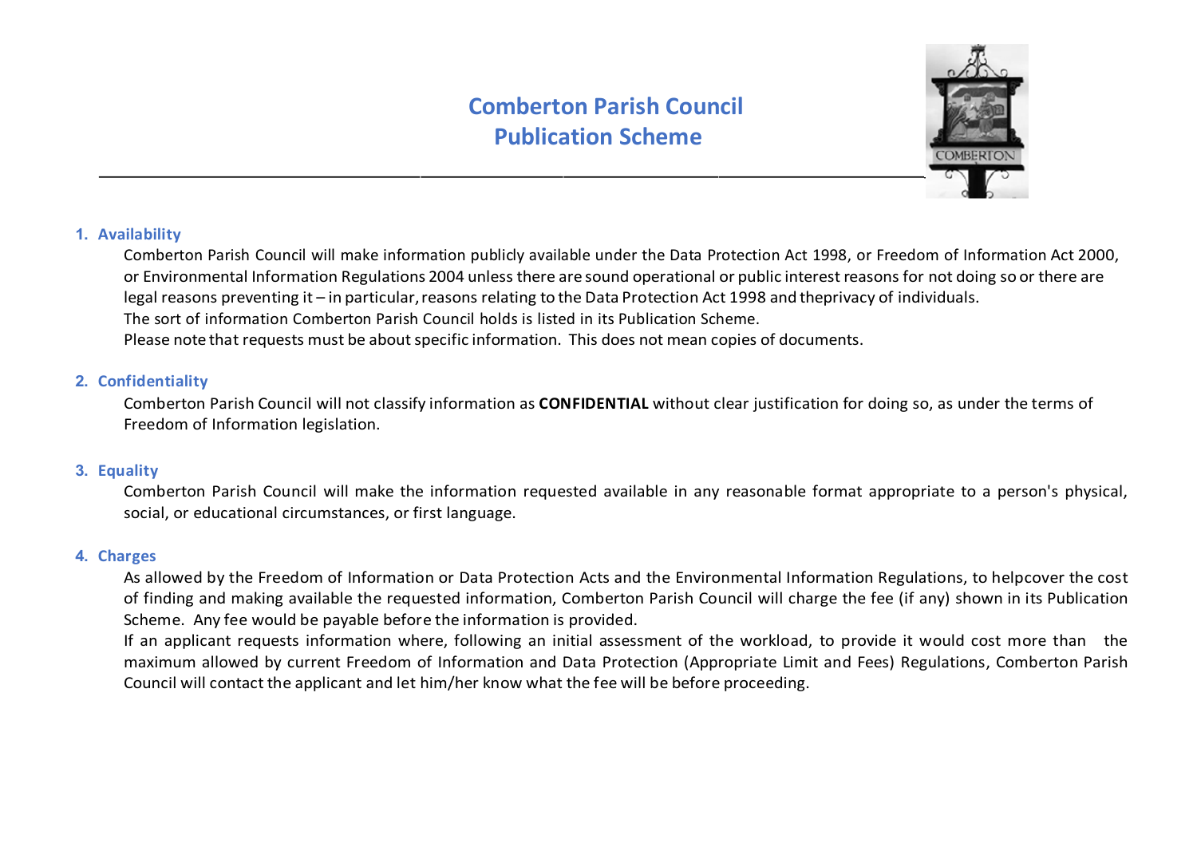# Comberton Parish Council
# Publication Scheme

## 1. Availability

Comberton Parish Council will make information publicly available under the Data Protection Act 1998, or Freedom of Information Act 2000, or Environmental Information Regulations 2004 unless there are sound operational or public interest reasons for not doing so or there are legal reasons preventing it – in particular, reasons relating to the Data Protection Act 1998 and theprivacy of individuals.

The sort of information Comberton Parish Council holds is listed in its Publication Scheme.

Please note that requests must be about specific information. This does not mean copies of documents.

## 2. Confidentiality

Comberton Parish Council will not classify information as **CONFIDENTIAL** without clear justification for doing so, as under the terms of Freedom of Information legislation.

## 3. Equality

Comberton Parish Council will make the information requested available in any reasonable format appropriate to a person's physical, social, or educational circumstances, or first language.

## 4. Charges

As allowed by the Freedom of Information or Data Protection Acts and the Environmental Information Regulations, to helpcover the cost of finding and making available the requested information, Comberton Parish Council will charge the fee (if any) shown in its Publication Scheme. Any fee would be payable before the information is provided.

If an applicant requests information where, following an initial assessment of the workload, to provide it would cost more than the maximum allowed by current Freedom of Information and Data Protection (Appropriate Limit and Fees) Regulations, Comberton Parish Council will contact the applicant and let him/her know what the fee will be before proceeding.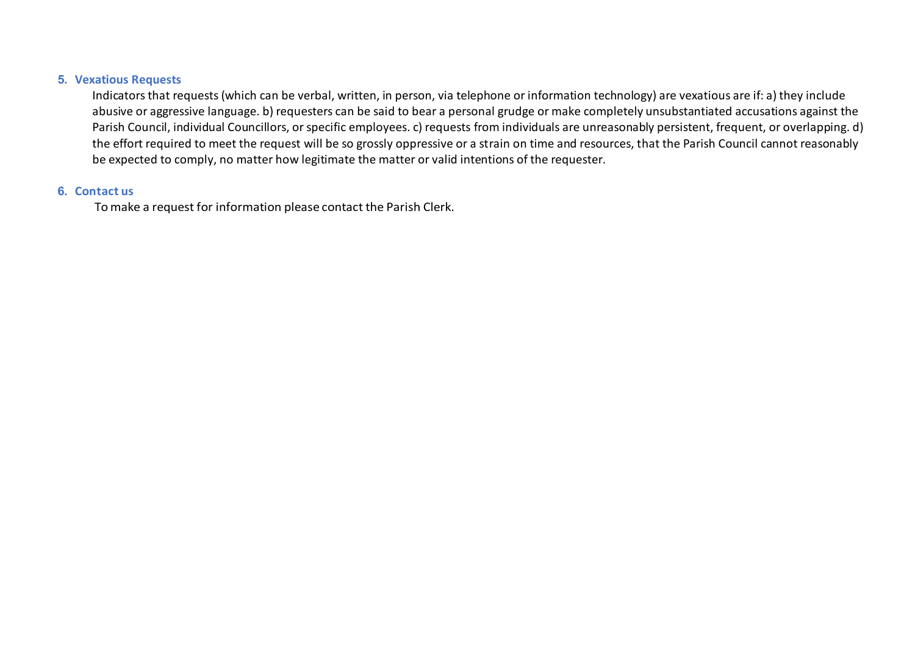## 5. Vexatious Requests

Indicators that requests (which can be verbal, written, in person, via telephone or information technology) are vexatious are if: a) they include abusive or aggressive language. b) requesters can be said to bear a personal grudge or make completely unsubstantiated accusations against the Parish Council, individual Councillors, or specific employees. c) requests from individuals are unreasonably persistent, frequent, or overlapping. d) the effort required to meet the request will be so grossly oppressive or a strain on time and resources, that the Parish Council cannot reasonably be expected to comply, no matter how legitimate the matter or valid intentions of the requester.

## 6. Contact us

To make a request for information please contact the Parish Clerk.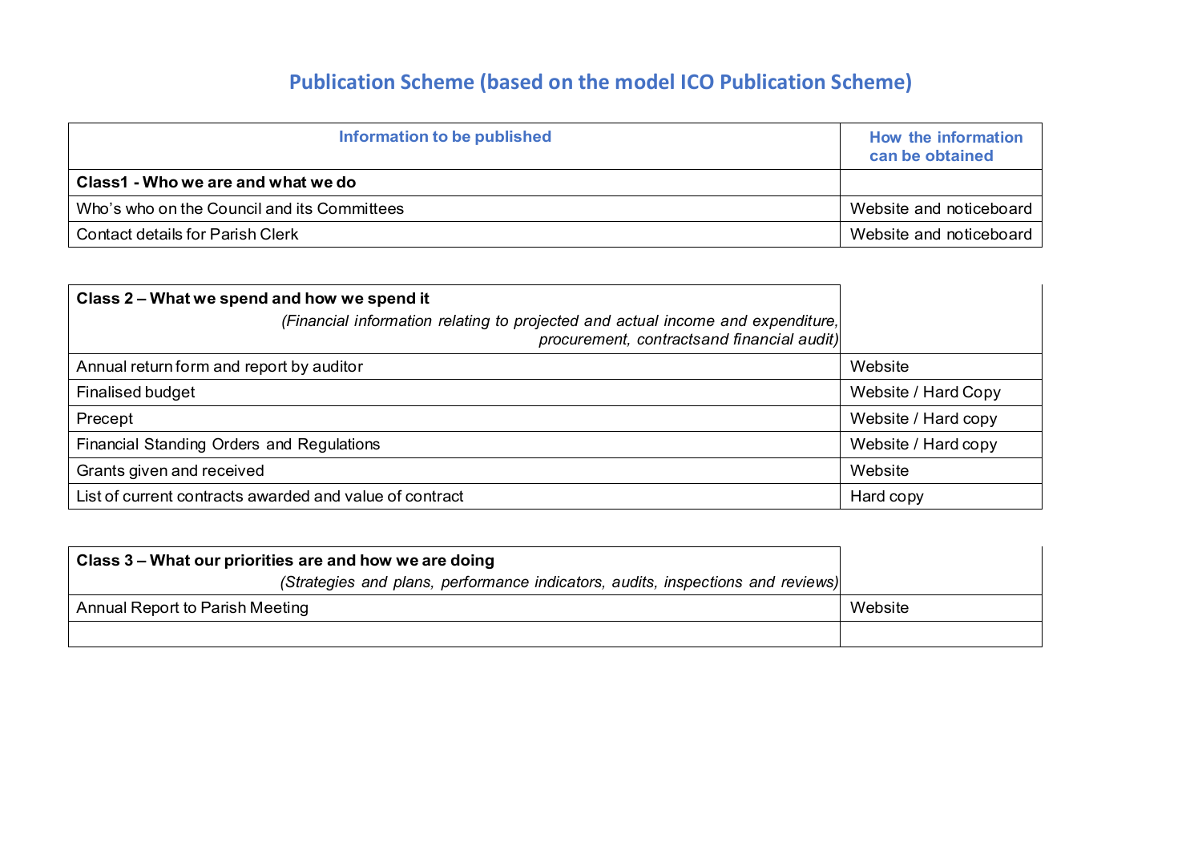# Publication Scheme (based on the model ICO Publication Scheme)

| Information to be published | How the information can be obtained |
|---|---|
| **Class1 - Who we are and what we do** | |
| Who's who on the Council and its Committees | Website and noticeboard |
| Contact details for Parish Clerk | Website and noticeboard |

| **Class 2 – What we spend and how we spend it** *(Financial information relating to projected and actual income and expenditure, procurement, contractsand financial audit)* | |
|---|---|
| Annual return form and report by auditor | Website |
| Finalised budget | Website / Hard Copy |
| Precept | Website / Hard copy |
| Financial Standing Orders and Regulations | Website / Hard copy |
| Grants given and received | Website |
| List of current contracts awarded and value of contract | Hard copy |

| **Class 3 – What our priorities are and how we are doing** *(Strategies and plans, performance indicators, audits, inspections and reviews)* | |
|---|---|
| Annual Report to Parish Meeting | Website |
| | |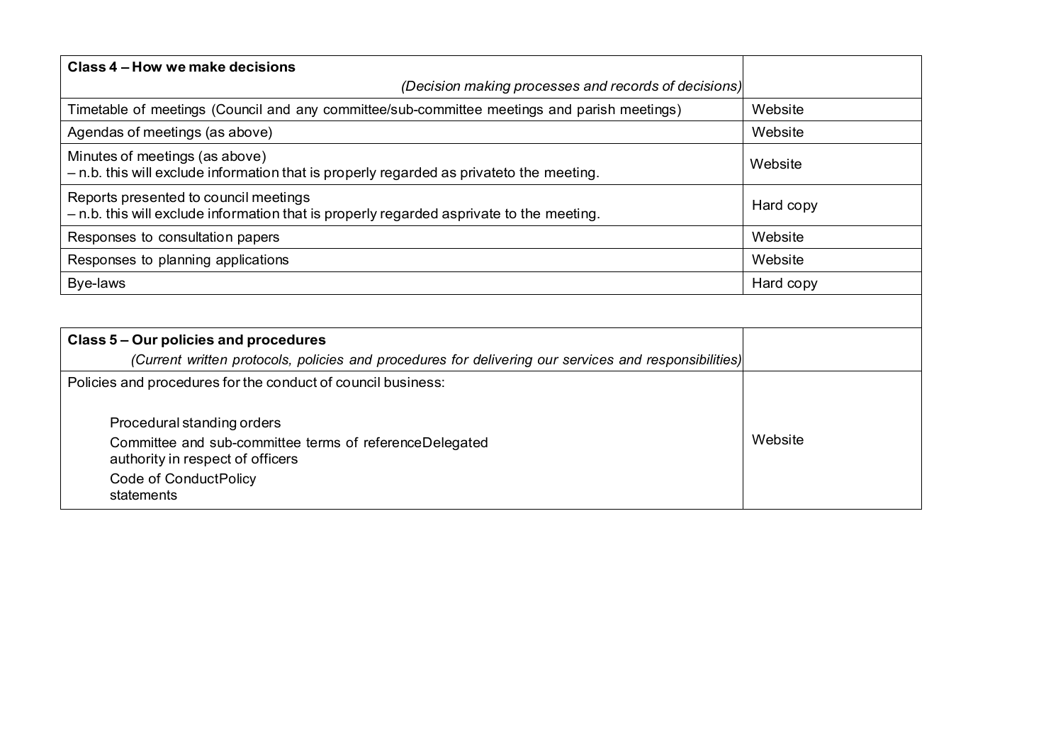| **Class 4 – How we make decisions** *(Decision making processes and records of decisions)* | |
|---|---|
| Timetable of meetings (Council and any committee/sub-committee meetings and parish meetings) | Website |
| Agendas of meetings (as above) | Website |
| Minutes of meetings (as above)<br>– n.b. this will exclude information that is properly regarded as privateto the meeting. | Website |
| Reports presented to council meetings<br>– n.b. this will exclude information that is properly regarded asprivate to the meeting. | Hard copy |
| Responses to consultation papers | Website |
| Responses to planning applications | Website |
| Bye-laws | Hard copy |

| **Class 5 – Our policies and procedures** *(Current written protocols, policies and procedures for delivering our services and responsibilities)* | |
|---|---|
| Policies and procedures for the conduct of council business:<br><br>Procedural standing orders<br>Committee and sub-committee terms of referenceDelegated authority in respect of officers<br>Code of ConductPolicy statements | Website |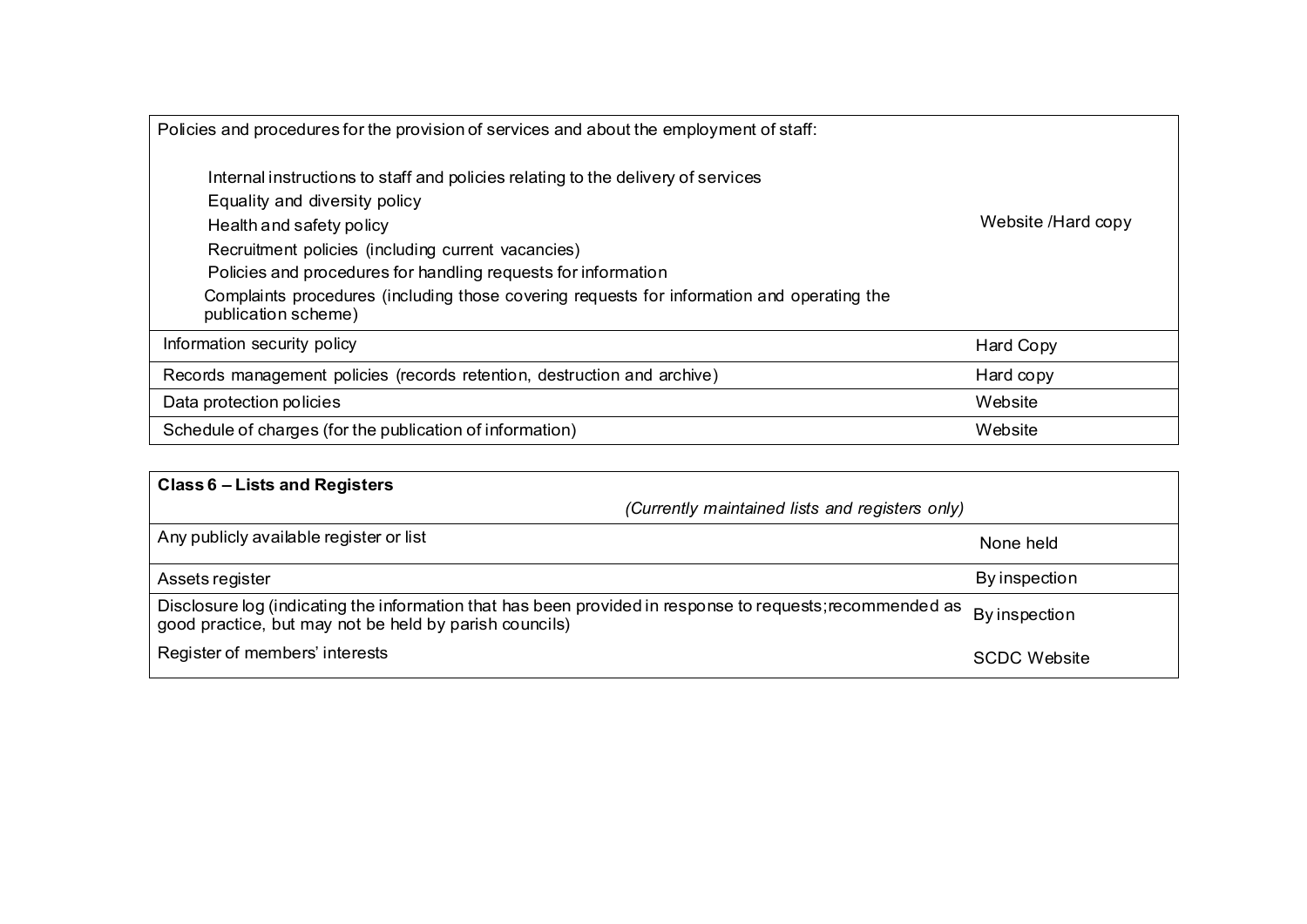| Policies and procedures for the provision of services and about the employment of staff:<br><br>Internal instructions to staff and policies relating to the delivery of services<br>Equality and diversity policy<br>Health and safety policy<br>Recruitment policies (including current vacancies)<br>Policies and procedures for handling requests for information<br>Complaints procedures (including those covering requests for information and operating the publication scheme) | Website /Hard copy |
|---|---|
| Information security policy | Hard Copy |
| Records management policies (records retention, destruction and archive) | Hard copy |
| Data protection policies | Website |
| Schedule of charges (for the publication of information) | Website |

| **Class 6 – Lists and Registers**<br>*(Currently maintained lists and registers only)* | |
|---|---|
| Any publicly available register or list | None held |
| Assets register | By inspection |
| Disclosure log (indicating the information that has been provided in response to requests; recommended as good practice, but may not be held by parish councils) | By inspection |
| Register of members' interests | SCDC Website |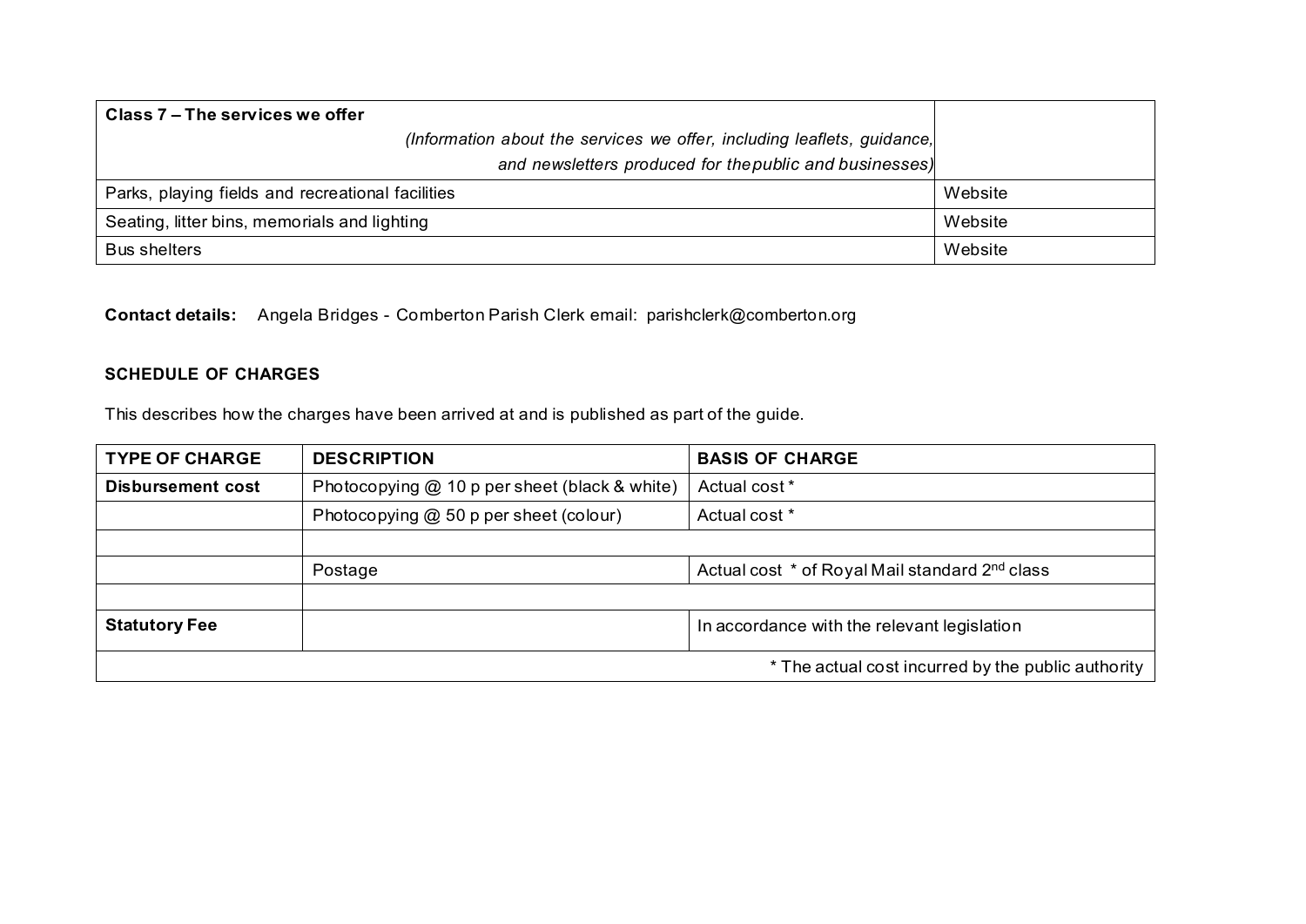| Class 7 – The services we offer *(Information about the services we offer, including leaflets, guidance, and newsletters produced for the public and businesses)* | |
|---|---|
| Parks, playing fields and recreational facilities | Website |
| Seating, litter bins, memorials and lighting | Website |
| Bus shelters | Website |

**Contact details:** Angela Bridges - Comberton Parish Clerk email: parishclerk@comberton.org

**SCHEDULE OF CHARGES**

This describes how the charges have been arrived at and is published as part of the guide.

| TYPE OF CHARGE | DESCRIPTION | BASIS OF CHARGE |
|---|---|---|
| **Disbursement cost** | Photocopying @ 10 p per sheet (black & white) | Actual cost * |
| | Photocopying @ 50 p per sheet (colour) | Actual cost * |
| | | |
| | Postage | Actual cost * of Royal Mail standard 2nd class |
| | | |
| **Statutory Fee** | | In accordance with the relevant legislation |
| | | * The actual cost incurred by the public authority |